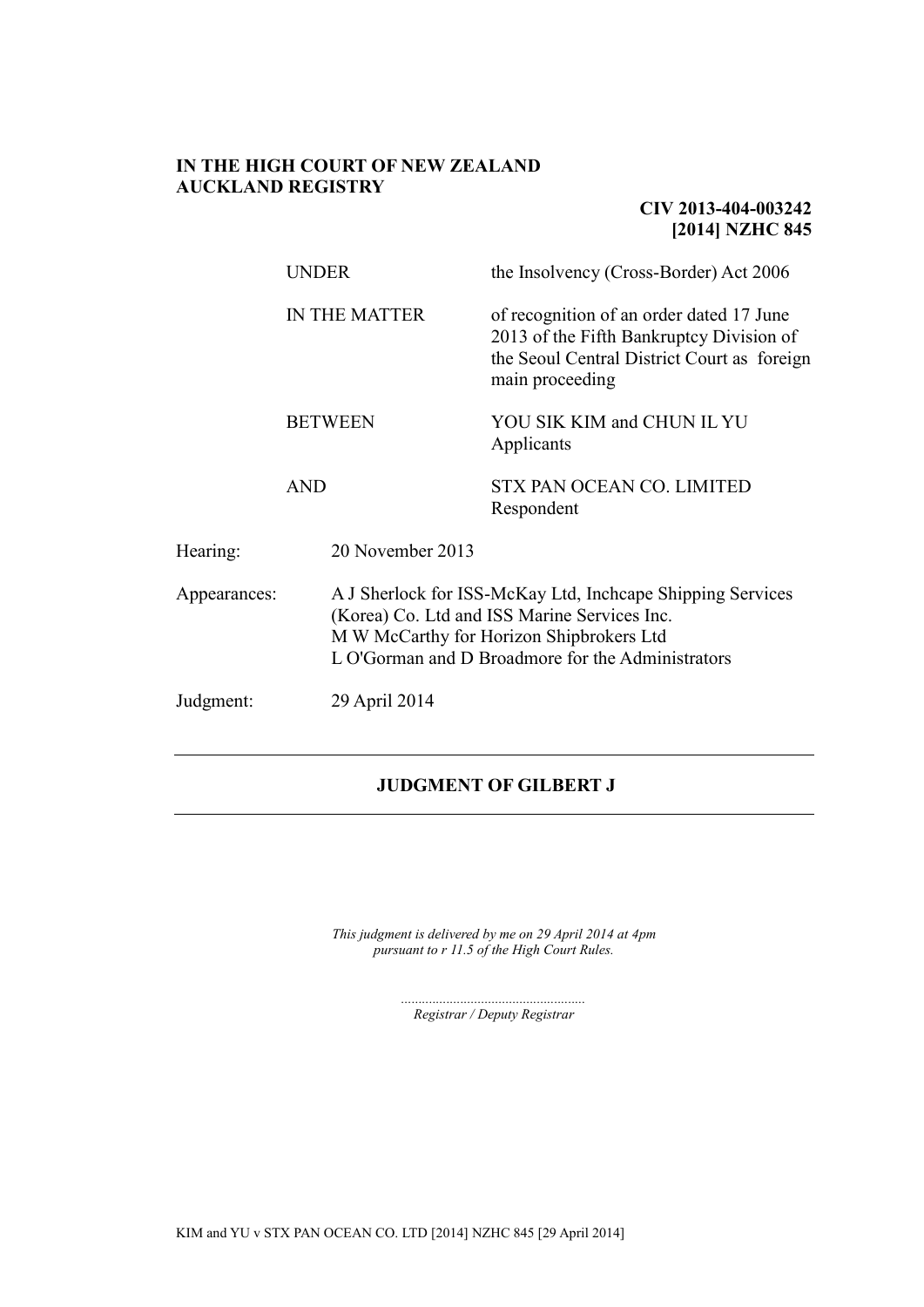**IN THE HIGH COURT OF NEW ZEALAND**
**AUCKLAND REGISTRY**

**CIV 2013-404-003242**
**[2014] NZHC 845**

| | |
|---|---|
| UNDER | the Insolvency (Cross-Border) Act 2006 |
| IN THE MATTER | of recognition of an order dated 17 June 2013 of the Fifth Bankruptcy Division of the Seoul Central District Court as foreign main proceeding |
| BETWEEN | YOU SIK KIM and CHUN IL YU<br>Applicants |
| AND | STX PAN OCEAN CO. LIMITED<br>Respondent |

| | |
|---|---|
| Hearing: | 20 November 2013 |
| Appearances: | A J Sherlock for ISS-McKay Ltd, Inchcape Shipping Services (Korea) Co. Ltd and ISS Marine Services Inc.<br>M W McCarthy for Horizon Shipbrokers Ltd<br>L O'Gorman and D Broadmore for the Administrators |
| Judgment: | 29 April 2014 |

---

## JUDGMENT OF GILBERT J

---

*This judgment is delivered by me on 29 April 2014 at 4pm pursuant to r 11.5 of the High Court Rules.*

....................................................
*Registrar / Deputy Registrar*

KIM and YU v STX PAN OCEAN CO. LTD [2014] NZHC 845 [29 April 2014]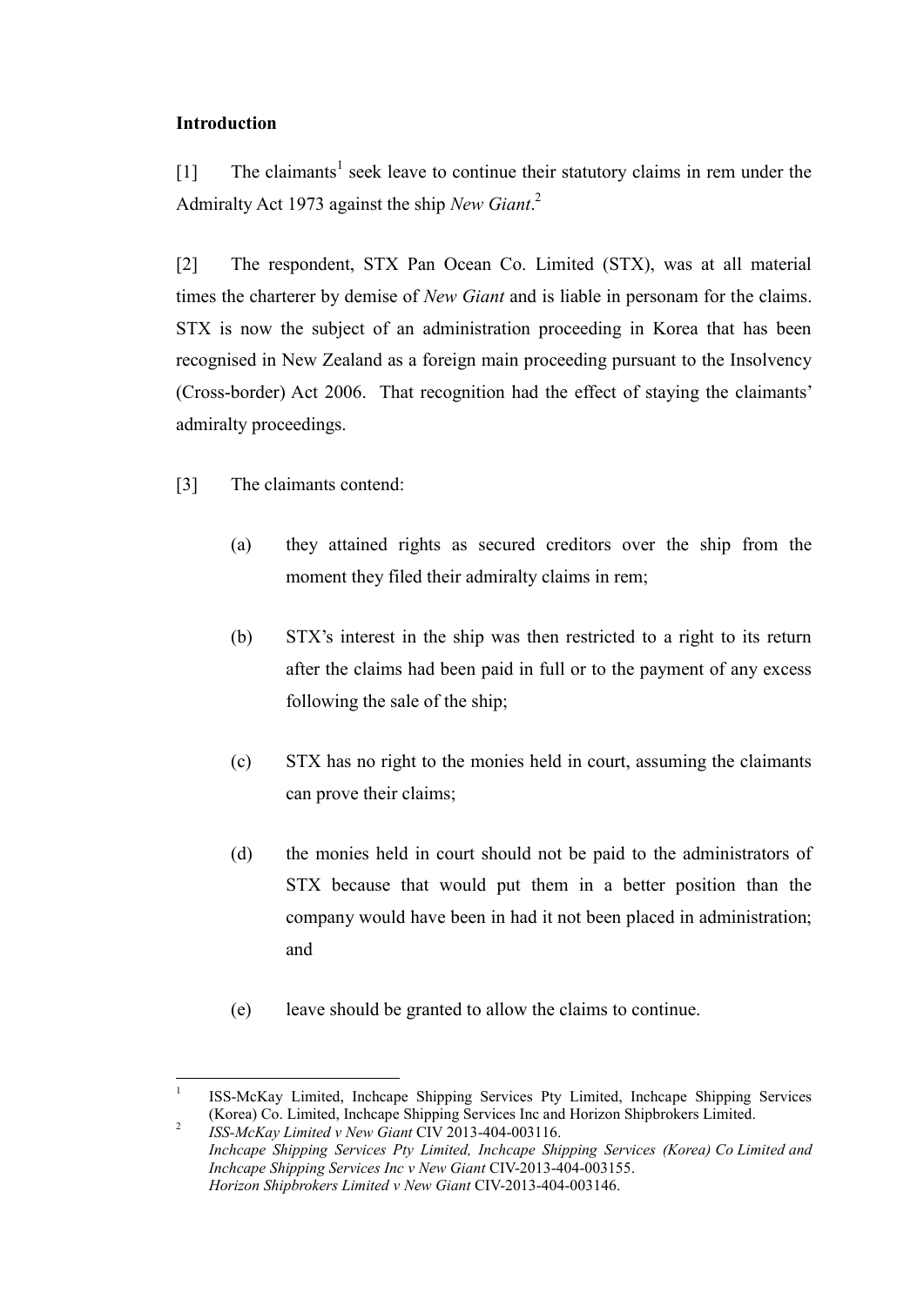**Introduction**

[1] The claimants[1] seek leave to continue their statutory claims in rem under the Admiralty Act 1973 against the ship *New Giant*.[2]

[2] The respondent, STX Pan Ocean Co. Limited (STX), was at all material times the charterer by demise of *New Giant* and is liable in personam for the claims. STX is now the subject of an administration proceeding in Korea that has been recognised in New Zealand as a foreign main proceeding pursuant to the Insolvency (Cross-border) Act 2006. That recognition had the effect of staying the claimants' admiralty proceedings.

[3] The claimants contend:

(a) they attained rights as secured creditors over the ship from the moment they filed their admiralty claims in rem;

(b) STX's interest in the ship was then restricted to a right to its return after the claims had been paid in full or to the payment of any excess following the sale of the ship;

(c) STX has no right to the monies held in court, assuming the claimants can prove their claims;

(d) the monies held in court should not be paid to the administrators of STX because that would put them in a better position than the company would have been in had it not been placed in administration; and

(e) leave should be granted to allow the claims to continue.

---

[1] ISS-McKay Limited, Inchcape Shipping Services Pty Limited, Inchcape Shipping Services (Korea) Co. Limited, Inchcape Shipping Services Inc and Horizon Shipbrokers Limited.

[2] *ISS-McKay Limited v New Giant* CIV 2013-404-003116.
*Inchcape Shipping Services Pty Limited, Inchcape Shipping Services (Korea) Co Limited and Inchcape Shipping Services Inc v New Giant* CIV-2013-404-003155.
*Horizon Shipbrokers Limited v New Giant* CIV-2013-404-003146.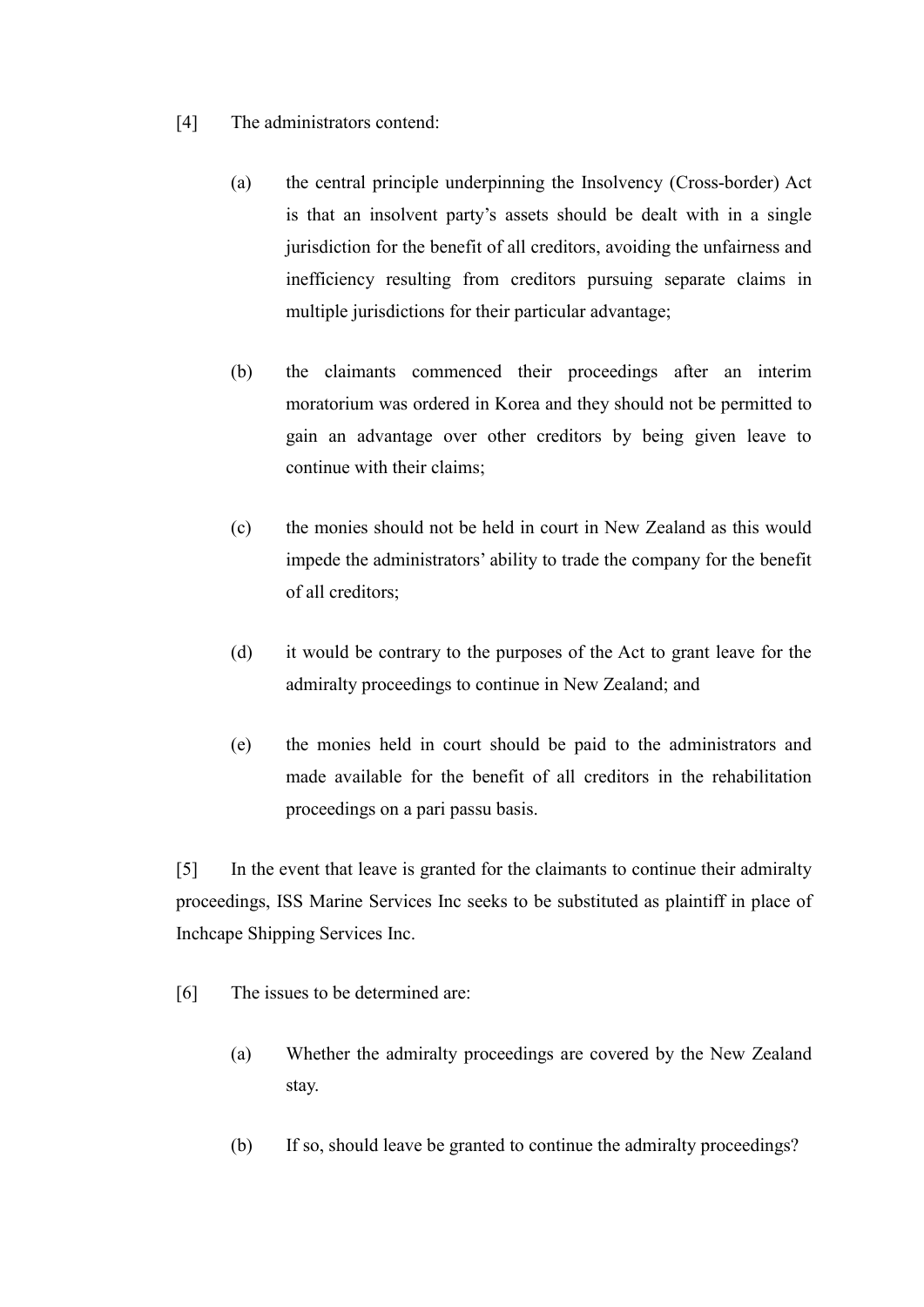[4] The administrators contend:

(a) the central principle underpinning the Insolvency (Cross-border) Act is that an insolvent party's assets should be dealt with in a single jurisdiction for the benefit of all creditors, avoiding the unfairness and inefficiency resulting from creditors pursuing separate claims in multiple jurisdictions for their particular advantage;

(b) the claimants commenced their proceedings after an interim moratorium was ordered in Korea and they should not be permitted to gain an advantage over other creditors by being given leave to continue with their claims;

(c) the monies should not be held in court in New Zealand as this would impede the administrators' ability to trade the company for the benefit of all creditors;

(d) it would be contrary to the purposes of the Act to grant leave for the admiralty proceedings to continue in New Zealand; and

(e) the monies held in court should be paid to the administrators and made available for the benefit of all creditors in the rehabilitation proceedings on a pari passu basis.

[5] In the event that leave is granted for the claimants to continue their admiralty proceedings, ISS Marine Services Inc seeks to be substituted as plaintiff in place of Inchcape Shipping Services Inc.

[6] The issues to be determined are:

(a) Whether the admiralty proceedings are covered by the New Zealand stay.

(b) If so, should leave be granted to continue the admiralty proceedings?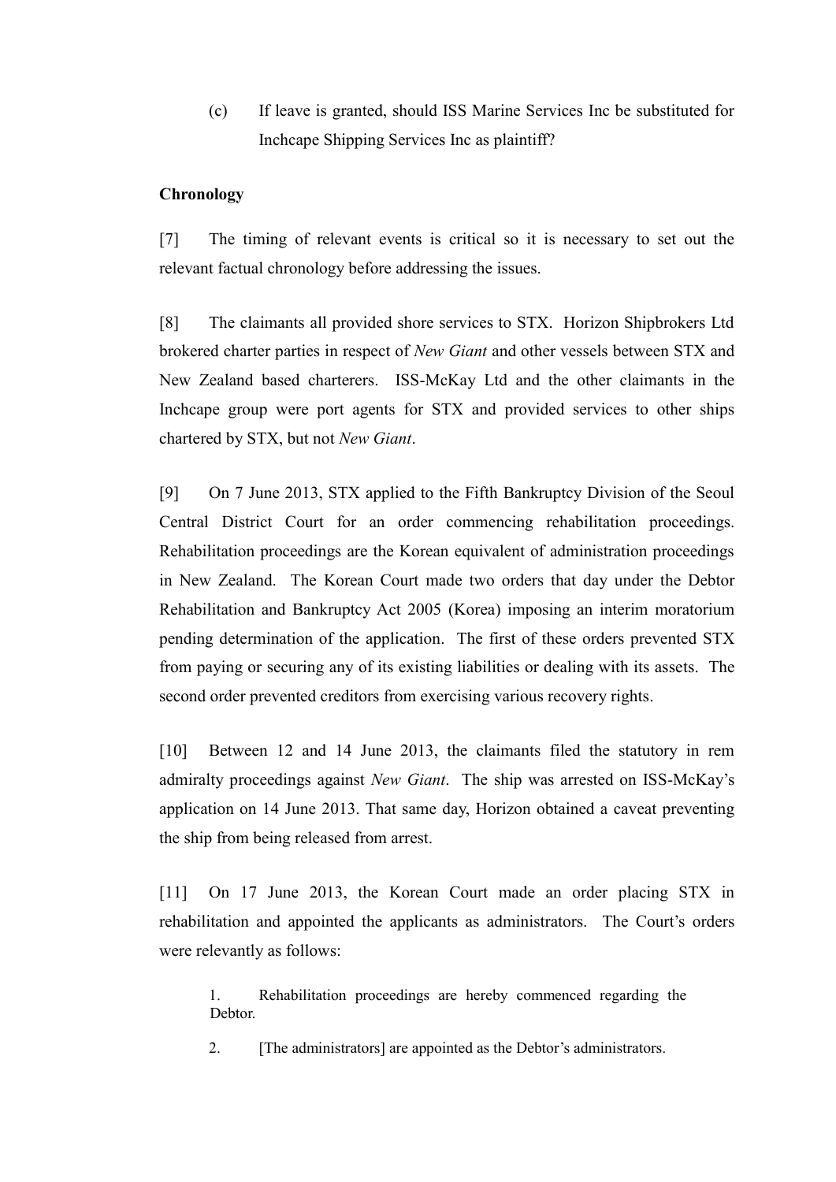(c) If leave is granted, should ISS Marine Services Inc be substituted for Inchcape Shipping Services Inc as plaintiff?

**Chronology**

[7] The timing of relevant events is critical so it is necessary to set out the relevant factual chronology before addressing the issues.

[8] The claimants all provided shore services to STX. Horizon Shipbrokers Ltd brokered charter parties in respect of *New Giant* and other vessels between STX and New Zealand based charterers. ISS-McKay Ltd and the other claimants in the Inchcape group were port agents for STX and provided services to other ships chartered by STX, but not *New Giant*.

[9] On 7 June 2013, STX applied to the Fifth Bankruptcy Division of the Seoul Central District Court for an order commencing rehabilitation proceedings. Rehabilitation proceedings are the Korean equivalent of administration proceedings in New Zealand. The Korean Court made two orders that day under the Debtor Rehabilitation and Bankruptcy Act 2005 (Korea) imposing an interim moratorium pending determination of the application. The first of these orders prevented STX from paying or securing any of its existing liabilities or dealing with its assets. The second order prevented creditors from exercising various recovery rights.

[10] Between 12 and 14 June 2013, the claimants filed the statutory in rem admiralty proceedings against *New Giant*. The ship was arrested on ISS-McKay's application on 14 June 2013. That same day, Horizon obtained a caveat preventing the ship from being released from arrest.

[11] On 17 June 2013, the Korean Court made an order placing STX in rehabilitation and appointed the applicants as administrators. The Court's orders were relevantly as follows:

> 1. Rehabilitation proceedings are hereby commenced regarding the Debtor.
>
> 2. [The administrators] are appointed as the Debtor's administrators.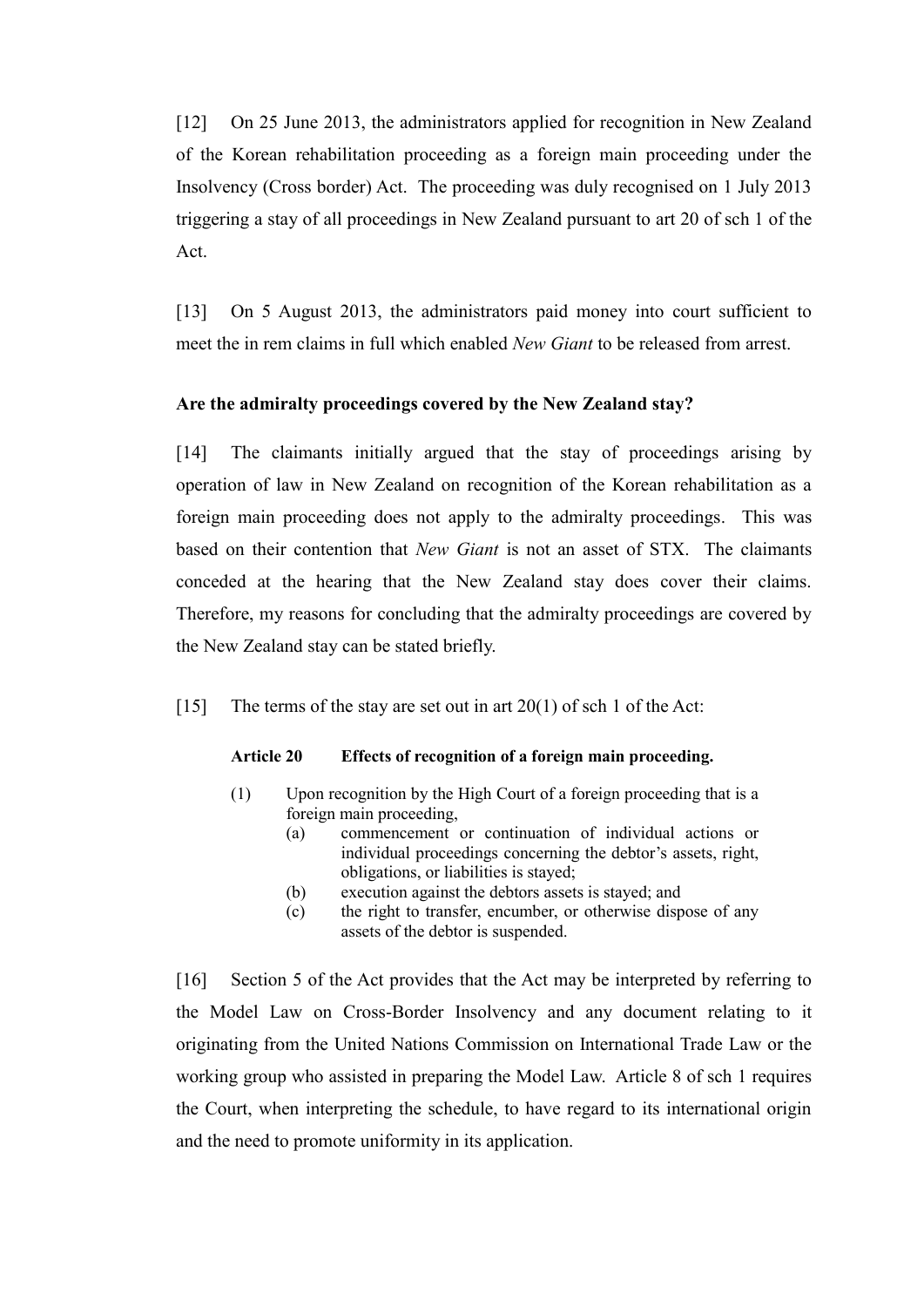[12] On 25 June 2013, the administrators applied for recognition in New Zealand of the Korean rehabilitation proceeding as a foreign main proceeding under the Insolvency (Cross border) Act. The proceeding was duly recognised on 1 July 2013 triggering a stay of all proceedings in New Zealand pursuant to art 20 of sch 1 of the Act.

[13] On 5 August 2013, the administrators paid money into court sufficient to meet the in rem claims in full which enabled *New Giant* to be released from arrest.

**Are the admiralty proceedings covered by the New Zealand stay?**

[14] The claimants initially argued that the stay of proceedings arising by operation of law in New Zealand on recognition of the Korean rehabilitation as a foreign main proceeding does not apply to the admiralty proceedings. This was based on their contention that *New Giant* is not an asset of STX. The claimants conceded at the hearing that the New Zealand stay does cover their claims. Therefore, my reasons for concluding that the admiralty proceedings are covered by the New Zealand stay can be stated briefly.

[15] The terms of the stay are set out in art 20(1) of sch 1 of the Act:

> **Article 20 Effects of recognition of a foreign main proceeding.**
>
> (1) Upon recognition by the High Court of a foreign proceeding that is a foreign main proceeding,
>   (a) commencement or continuation of individual actions or individual proceedings concerning the debtor's assets, right, obligations, or liabilities is stayed;
>   (b) execution against the debtors assets is stayed; and
>   (c) the right to transfer, encumber, or otherwise dispose of any assets of the debtor is suspended.

[16] Section 5 of the Act provides that the Act may be interpreted by referring to the Model Law on Cross-Border Insolvency and any document relating to it originating from the United Nations Commission on International Trade Law or the working group who assisted in preparing the Model Law. Article 8 of sch 1 requires the Court, when interpreting the schedule, to have regard to its international origin and the need to promote uniformity in its application.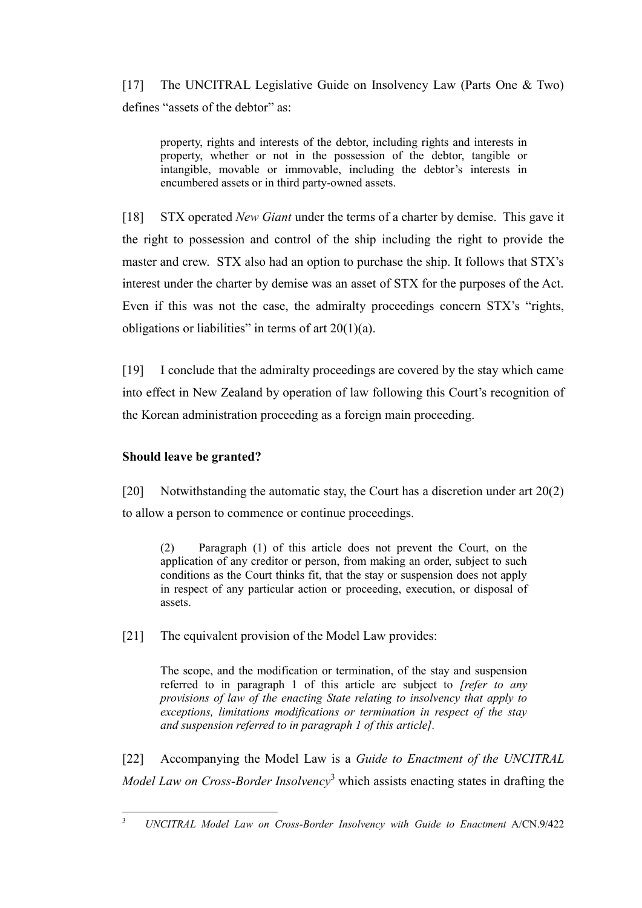[17] The UNCITRAL Legislative Guide on Insolvency Law (Parts One & Two) defines "assets of the debtor" as:

> property, rights and interests of the debtor, including rights and interests in property, whether or not in the possession of the debtor, tangible or intangible, movable or immovable, including the debtor's interests in encumbered assets or in third party-owned assets.

[18] STX operated *New Giant* under the terms of a charter by demise. This gave it the right to possession and control of the ship including the right to provide the master and crew. STX also had an option to purchase the ship. It follows that STX's interest under the charter by demise was an asset of STX for the purposes of the Act. Even if this was not the case, the admiralty proceedings concern STX's "rights, obligations or liabilities" in terms of art 20(1)(a).

[19] I conclude that the admiralty proceedings are covered by the stay which came into effect in New Zealand by operation of law following this Court's recognition of the Korean administration proceeding as a foreign main proceeding.

**Should leave be granted?**

[20] Notwithstanding the automatic stay, the Court has a discretion under art 20(2) to allow a person to commence or continue proceedings.

> (2) Paragraph (1) of this article does not prevent the Court, on the application of any creditor or person, from making an order, subject to such conditions as the Court thinks fit, that the stay or suspension does not apply in respect of any particular action or proceeding, execution, or disposal of assets.

[21] The equivalent provision of the Model Law provides:

> The scope, and the modification or termination, of the stay and suspension referred to in paragraph 1 of this article are subject to *[refer to any provisions of law of the enacting State relating to insolvency that apply to exceptions, limitations modifications or termination in respect of the stay and suspension referred to in paragraph 1 of this article]*.

[22] Accompanying the Model Law is a *Guide to Enactment of the UNCITRAL Model Law on Cross-Border Insolvency*[3] which assists enacting states in drafting the

---

[3] *UNCITRAL Model Law on Cross-Border Insolvency with Guide to Enactment* A/CN.9/422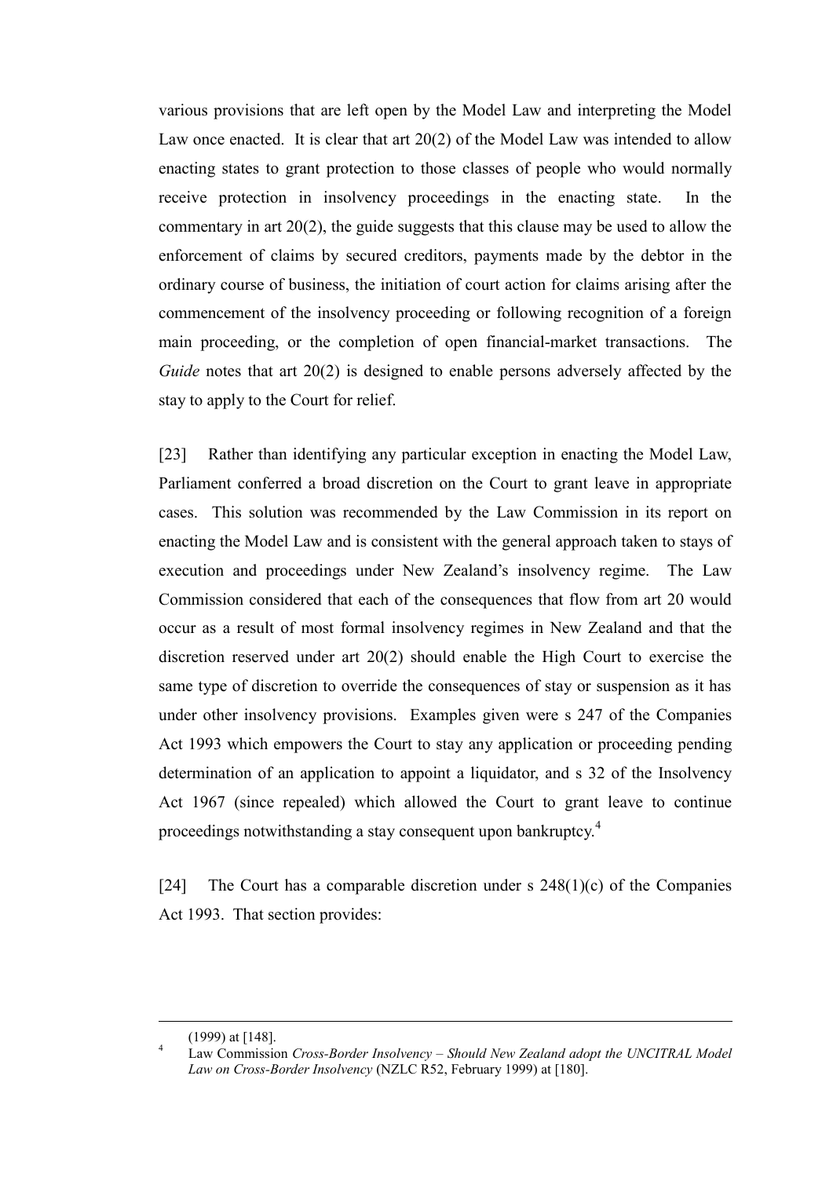various provisions that are left open by the Model Law and interpreting the Model Law once enacted. It is clear that art 20(2) of the Model Law was intended to allow enacting states to grant protection to those classes of people who would normally receive protection in insolvency proceedings in the enacting state. In the commentary in art 20(2), the guide suggests that this clause may be used to allow the enforcement of claims by secured creditors, payments made by the debtor in the ordinary course of business, the initiation of court action for claims arising after the commencement of the insolvency proceeding or following recognition of a foreign main proceeding, or the completion of open financial-market transactions. The *Guide* notes that art 20(2) is designed to enable persons adversely affected by the stay to apply to the Court for relief.

[23] Rather than identifying any particular exception in enacting the Model Law, Parliament conferred a broad discretion on the Court to grant leave in appropriate cases. This solution was recommended by the Law Commission in its report on enacting the Model Law and is consistent with the general approach taken to stays of execution and proceedings under New Zealand's insolvency regime. The Law Commission considered that each of the consequences that flow from art 20 would occur as a result of most formal insolvency regimes in New Zealand and that the discretion reserved under art 20(2) should enable the High Court to exercise the same type of discretion to override the consequences of stay or suspension as it has under other insolvency provisions. Examples given were s 247 of the Companies Act 1993 which empowers the Court to stay any application or proceeding pending determination of an application to appoint a liquidator, and s 32 of the Insolvency Act 1967 (since repealed) which allowed the Court to grant leave to continue proceedings notwithstanding a stay consequent upon bankruptcy.[4]

[24] The Court has a comparable discretion under s 248(1)(c) of the Companies Act 1993. That section provides:

---

(1999) at [148].

[4] Law Commission *Cross-Border Insolvency – Should New Zealand adopt the UNCITRAL Model Law on Cross-Border Insolvency* (NZLC R52, February 1999) at [180].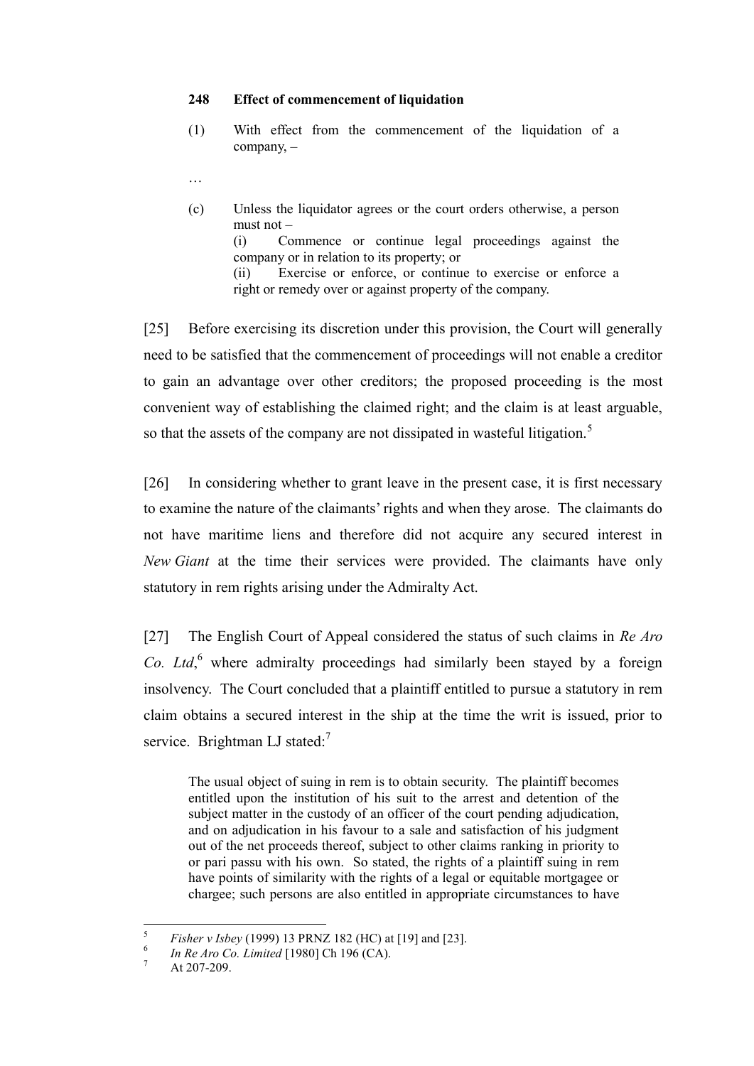> **248 Effect of commencement of liquidation**
>
> (1) With effect from the commencement of the liquidation of a company, –
>
> …
>
> (c) Unless the liquidator agrees or the court orders otherwise, a person must not –
> (i) Commence or continue legal proceedings against the company or in relation to its property; or
> (ii) Exercise or enforce, or continue to exercise or enforce a right or remedy over or against property of the company.

[25] Before exercising its discretion under this provision, the Court will generally need to be satisfied that the commencement of proceedings will not enable a creditor to gain an advantage over other creditors; the proposed proceeding is the most convenient way of establishing the claimed right; and the claim is at least arguable, so that the assets of the company are not dissipated in wasteful litigation.[5]

[26] In considering whether to grant leave in the present case, it is first necessary to examine the nature of the claimants' rights and when they arose. The claimants do not have maritime liens and therefore did not acquire any secured interest in *New Giant* at the time their services were provided. The claimants have only statutory in rem rights arising under the Admiralty Act.

[27] The English Court of Appeal considered the status of such claims in *Re Aro Co. Ltd*,[6] where admiralty proceedings had similarly been stayed by a foreign insolvency. The Court concluded that a plaintiff entitled to pursue a statutory in rem claim obtains a secured interest in the ship at the time the writ is issued, prior to service. Brightman LJ stated:[7]

> The usual object of suing in rem is to obtain security. The plaintiff becomes entitled upon the institution of his suit to the arrest and detention of the subject matter in the custody of an officer of the court pending adjudication, and on adjudication in his favour to a sale and satisfaction of his judgment out of the net proceeds thereof, subject to other claims ranking in priority to or pari passu with his own. So stated, the rights of a plaintiff suing in rem have points of similarity with the rights of a legal or equitable mortgagee or chargee; such persons are also entitled in appropriate circumstances to have

---

[5] *Fisher v Isbey* (1999) 13 PRNZ 182 (HC) at [19] and [23].

[6] *In Re Aro Co. Limited* [1980] Ch 196 (CA).

[7] At 207-209.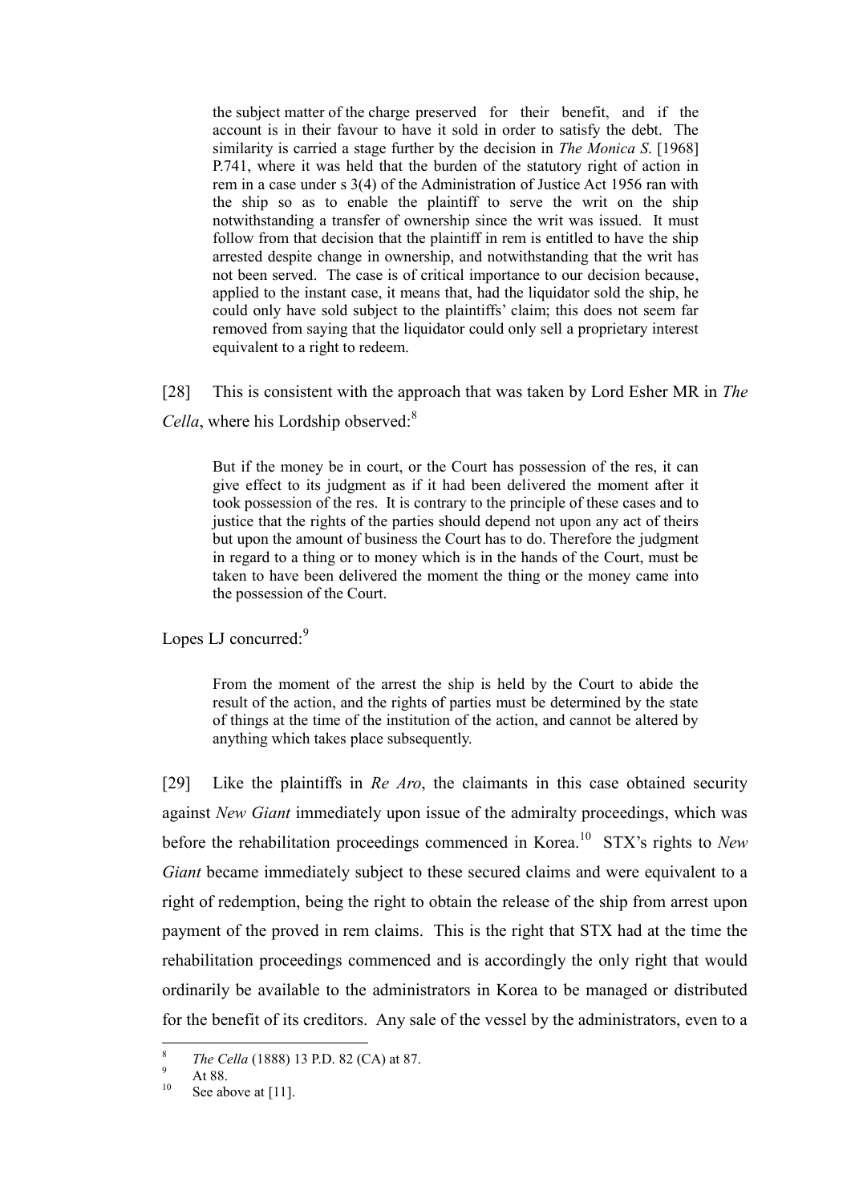> the subject matter of the charge preserved for their benefit, and if the account is in their favour to have it sold in order to satisfy the debt. The similarity is carried a stage further by the decision in *The Monica S.* [1968] P.741, where it was held that the burden of the statutory right of action in rem in a case under s 3(4) of the Administration of Justice Act 1956 ran with the ship so as to enable the plaintiff to serve the writ on the ship notwithstanding a transfer of ownership since the writ was issued. It must follow from that decision that the plaintiff in rem is entitled to have the ship arrested despite change in ownership, and notwithstanding that the writ has not been served. The case is of critical importance to our decision because, applied to the instant case, it means that, had the liquidator sold the ship, he could only have sold subject to the plaintiffs' claim; this does not seem far removed from saying that the liquidator could only sell a proprietary interest equivalent to a right to redeem.

[28] This is consistent with the approach that was taken by Lord Esher MR in *The Cella*, where his Lordship observed:[8]

> But if the money be in court, or the Court has possession of the res, it can give effect to its judgment as if it had been delivered the moment after it took possession of the res. It is contrary to the principle of these cases and to justice that the rights of the parties should depend not upon any act of theirs but upon the amount of business the Court has to do. Therefore the judgment in regard to a thing or to money which is in the hands of the Court, must be taken to have been delivered the moment the thing or the money came into the possession of the Court.

Lopes LJ concurred:[9]

> From the moment of the arrest the ship is held by the Court to abide the result of the action, and the rights of parties must be determined by the state of things at the time of the institution of the action, and cannot be altered by anything which takes place subsequently.

[29] Like the plaintiffs in *Re Aro*, the claimants in this case obtained security against *New Giant* immediately upon issue of the admiralty proceedings, which was before the rehabilitation proceedings commenced in Korea.[10] STX's rights to *New Giant* became immediately subject to these secured claims and were equivalent to a right of redemption, being the right to obtain the release of the ship from arrest upon payment of the proved in rem claims. This is the right that STX had at the time the rehabilitation proceedings commenced and is accordingly the only right that would ordinarily be available to the administrators in Korea to be managed or distributed for the benefit of its creditors. Any sale of the vessel by the administrators, even to a

---

[8] *The Cella* (1888) 13 P.D. 82 (CA) at 87.

[9] At 88.

[10] See above at [11].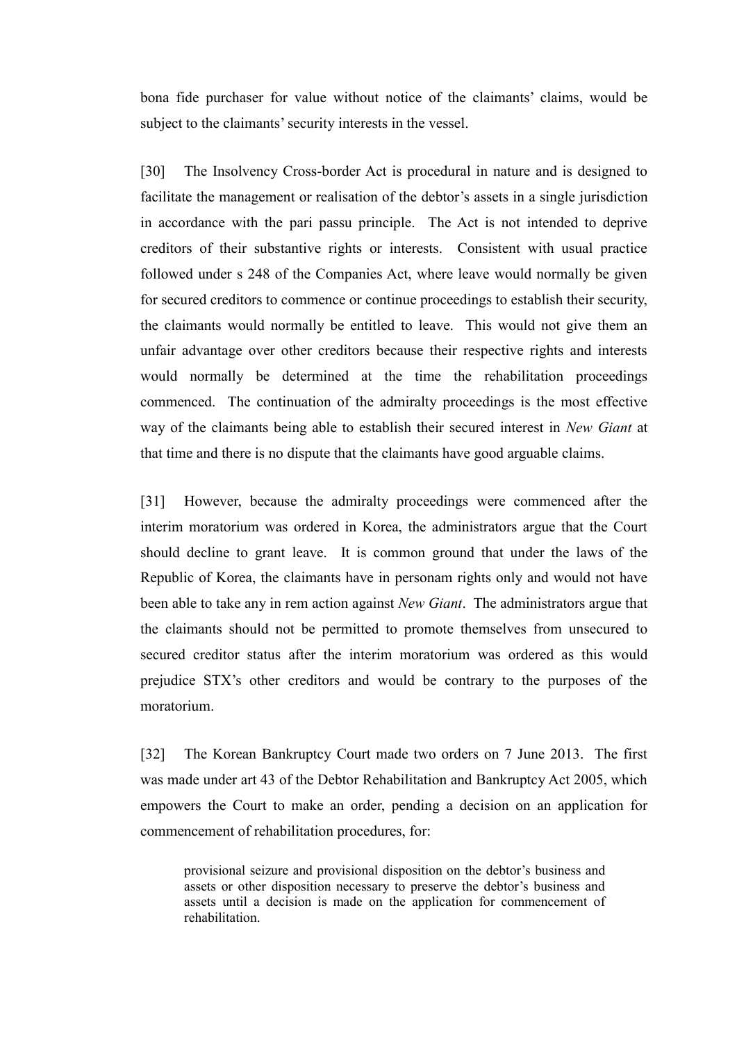bona fide purchaser for value without notice of the claimants' claims, would be subject to the claimants' security interests in the vessel.

[30] The Insolvency Cross-border Act is procedural in nature and is designed to facilitate the management or realisation of the debtor's assets in a single jurisdiction in accordance with the pari passu principle. The Act is not intended to deprive creditors of their substantive rights or interests. Consistent with usual practice followed under s 248 of the Companies Act, where leave would normally be given for secured creditors to commence or continue proceedings to establish their security, the claimants would normally be entitled to leave. This would not give them an unfair advantage over other creditors because their respective rights and interests would normally be determined at the time the rehabilitation proceedings commenced. The continuation of the admiralty proceedings is the most effective way of the claimants being able to establish their secured interest in *New Giant* at that time and there is no dispute that the claimants have good arguable claims.

[31] However, because the admiralty proceedings were commenced after the interim moratorium was ordered in Korea, the administrators argue that the Court should decline to grant leave. It is common ground that under the laws of the Republic of Korea, the claimants have in personam rights only and would not have been able to take any in rem action against *New Giant*. The administrators argue that the claimants should not be permitted to promote themselves from unsecured to secured creditor status after the interim moratorium was ordered as this would prejudice STX's other creditors and would be contrary to the purposes of the moratorium.

[32] The Korean Bankruptcy Court made two orders on 7 June 2013. The first was made under art 43 of the Debtor Rehabilitation and Bankruptcy Act 2005, which empowers the Court to make an order, pending a decision on an application for commencement of rehabilitation procedures, for:

> provisional seizure and provisional disposition on the debtor's business and assets or other disposition necessary to preserve the debtor's business and assets until a decision is made on the application for commencement of rehabilitation.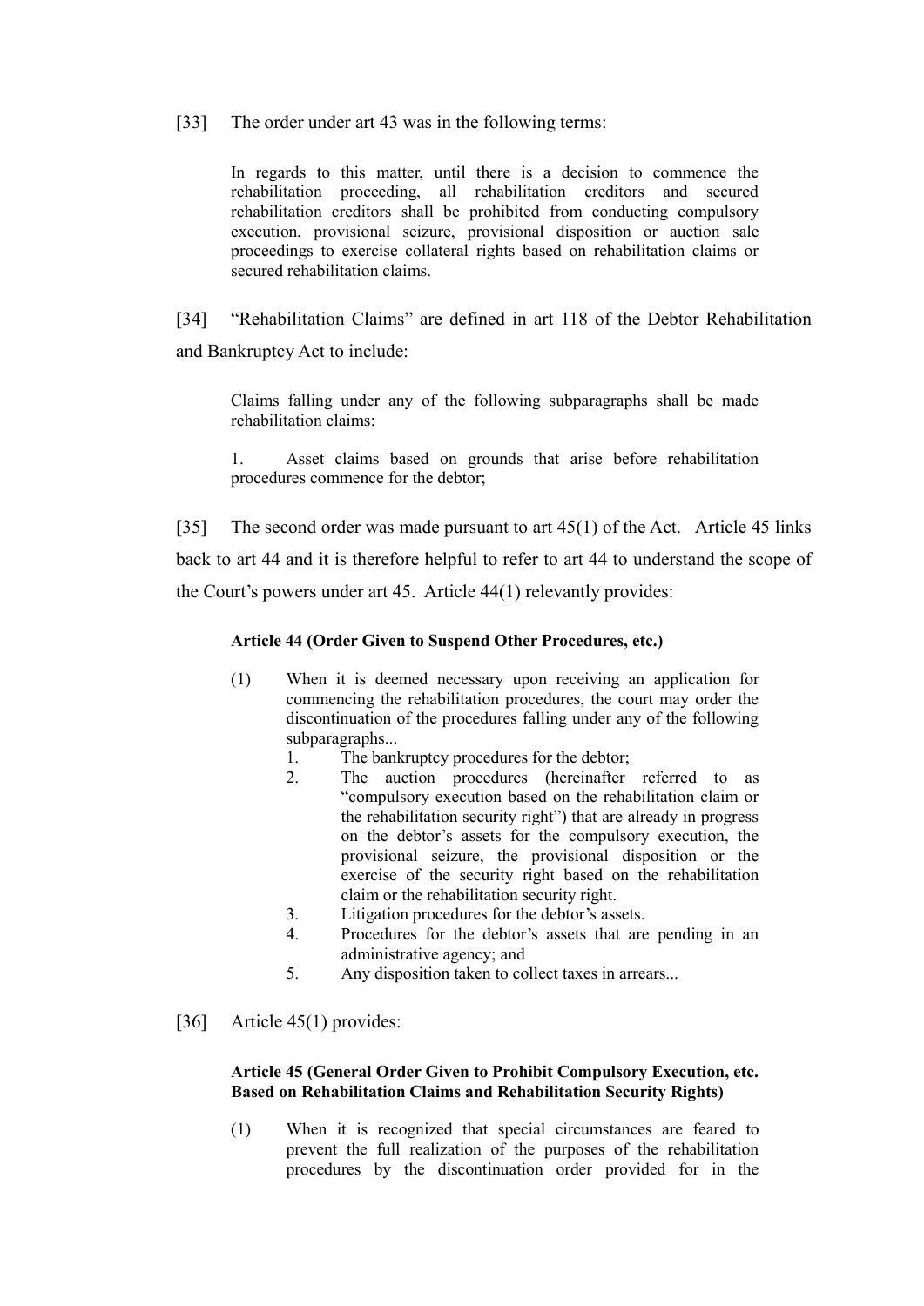[33] The order under art 43 was in the following terms:

> In regards to this matter, until there is a decision to commence the rehabilitation proceeding, all rehabilitation creditors and secured rehabilitation creditors shall be prohibited from conducting compulsory execution, provisional seizure, provisional disposition or auction sale proceedings to exercise collateral rights based on rehabilitation claims or secured rehabilitation claims.

[34] "Rehabilitation Claims" are defined in art 118 of the Debtor Rehabilitation and Bankruptcy Act to include:

> Claims falling under any of the following subparagraphs shall be made rehabilitation claims:
>
> 1. Asset claims based on grounds that arise before rehabilitation procedures commence for the debtor;

[35] The second order was made pursuant to art 45(1) of the Act. Article 45 links back to art 44 and it is therefore helpful to refer to art 44 to understand the scope of the Court's powers under art 45. Article 44(1) relevantly provides:

> **Article 44 (Order Given to Suspend Other Procedures, etc.)**
>
> (1) When it is deemed necessary upon receiving an application for commencing the rehabilitation procedures, the court may order the discontinuation of the procedures falling under any of the following subparagraphs...
>    1. The bankruptcy procedures for the debtor;
>    2. The auction procedures (hereinafter referred to as "compulsory execution based on the rehabilitation claim or the rehabilitation security right") that are already in progress on the debtor's assets for the compulsory execution, the provisional seizure, the provisional disposition or the exercise of the security right based on the rehabilitation claim or the rehabilitation security right.
>    3. Litigation procedures for the debtor's assets.
>    4. Procedures for the debtor's assets that are pending in an administrative agency; and
>    5. Any disposition taken to collect taxes in arrears...

[36] Article 45(1) provides:

> **Article 45 (General Order Given to Prohibit Compulsory Execution, etc. Based on Rehabilitation Claims and Rehabilitation Security Rights)**
>
> (1) When it is recognized that special circumstances are feared to prevent the full realization of the purposes of the rehabilitation procedures by the discontinuation order provided for in the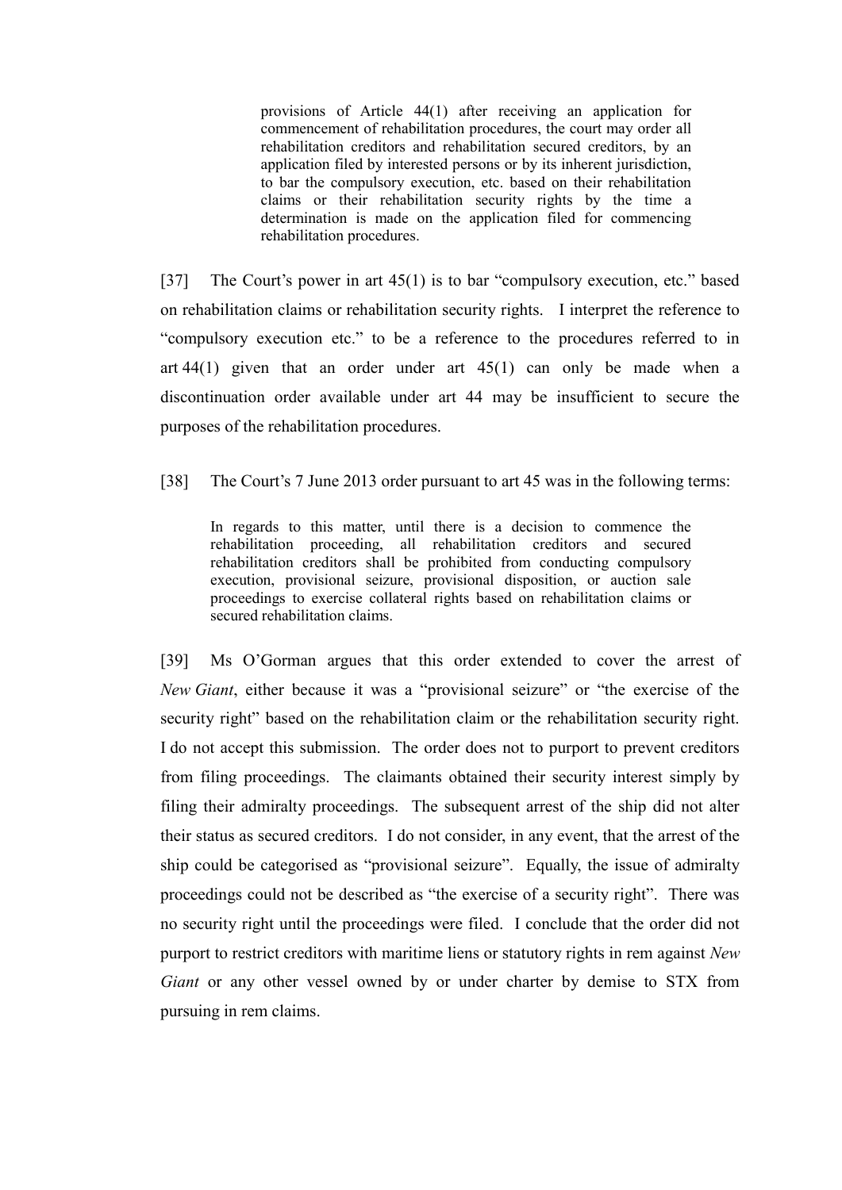> provisions of Article 44(1) after receiving an application for commencement of rehabilitation procedures, the court may order all rehabilitation creditors and rehabilitation secured creditors, by an application filed by interested persons or by its inherent jurisdiction, to bar the compulsory execution, etc. based on their rehabilitation claims or their rehabilitation security rights by the time a determination is made on the application filed for commencing rehabilitation procedures.

[37] The Court's power in art 45(1) is to bar "compulsory execution, etc." based on rehabilitation claims or rehabilitation security rights. I interpret the reference to "compulsory execution etc." to be a reference to the procedures referred to in art 44(1) given that an order under art 45(1) can only be made when a discontinuation order available under art 44 may be insufficient to secure the purposes of the rehabilitation procedures.

[38] The Court's 7 June 2013 order pursuant to art 45 was in the following terms:

> In regards to this matter, until there is a decision to commence the rehabilitation proceeding, all rehabilitation creditors and secured rehabilitation creditors shall be prohibited from conducting compulsory execution, provisional seizure, provisional disposition, or auction sale proceedings to exercise collateral rights based on rehabilitation claims or secured rehabilitation claims.

[39] Ms O'Gorman argues that this order extended to cover the arrest of *New Giant*, either because it was a "provisional seizure" or "the exercise of the security right" based on the rehabilitation claim or the rehabilitation security right. I do not accept this submission. The order does not to purport to prevent creditors from filing proceedings. The claimants obtained their security interest simply by filing their admiralty proceedings. The subsequent arrest of the ship did not alter their status as secured creditors. I do not consider, in any event, that the arrest of the ship could be categorised as "provisional seizure". Equally, the issue of admiralty proceedings could not be described as "the exercise of a security right". There was no security right until the proceedings were filed. I conclude that the order did not purport to restrict creditors with maritime liens or statutory rights in rem against *New Giant* or any other vessel owned by or under charter by demise to STX from pursuing in rem claims.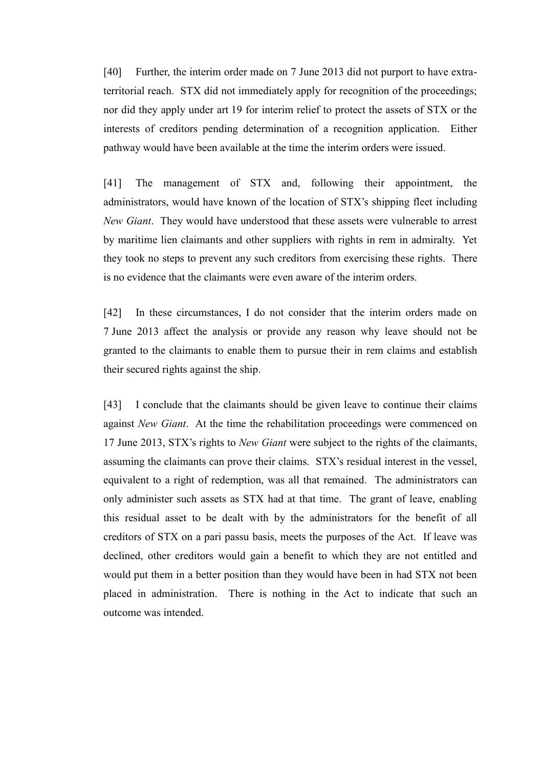[40] Further, the interim order made on 7 June 2013 did not purport to have extra-territorial reach. STX did not immediately apply for recognition of the proceedings; nor did they apply under art 19 for interim relief to protect the assets of STX or the interests of creditors pending determination of a recognition application. Either pathway would have been available at the time the interim orders were issued.

[41] The management of STX and, following their appointment, the administrators, would have known of the location of STX's shipping fleet including *New Giant*. They would have understood that these assets were vulnerable to arrest by maritime lien claimants and other suppliers with rights in rem in admiralty. Yet they took no steps to prevent any such creditors from exercising these rights. There is no evidence that the claimants were even aware of the interim orders.

[42] In these circumstances, I do not consider that the interim orders made on 7 June 2013 affect the analysis or provide any reason why leave should not be granted to the claimants to enable them to pursue their in rem claims and establish their secured rights against the ship.

[43] I conclude that the claimants should be given leave to continue their claims against *New Giant*. At the time the rehabilitation proceedings were commenced on 17 June 2013, STX's rights to *New Giant* were subject to the rights of the claimants, assuming the claimants can prove their claims. STX's residual interest in the vessel, equivalent to a right of redemption, was all that remained. The administrators can only administer such assets as STX had at that time. The grant of leave, enabling this residual asset to be dealt with by the administrators for the benefit of all creditors of STX on a pari passu basis, meets the purposes of the Act. If leave was declined, other creditors would gain a benefit to which they are not entitled and would put them in a better position than they would have been in had STX not been placed in administration. There is nothing in the Act to indicate that such an outcome was intended.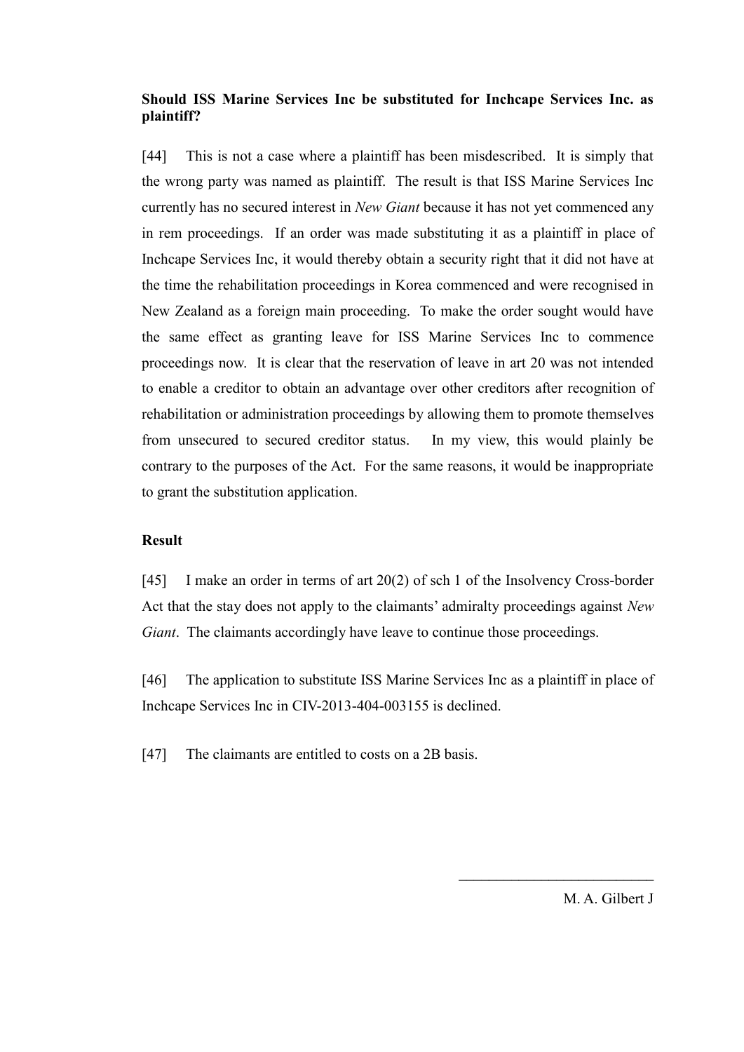**Should ISS Marine Services Inc be substituted for Inchcape Services Inc. as plaintiff?**

[44] This is not a case where a plaintiff has been misdescribed. It is simply that the wrong party was named as plaintiff. The result is that ISS Marine Services Inc currently has no secured interest in *New Giant* because it has not yet commenced any in rem proceedings. If an order was made substituting it as a plaintiff in place of Inchcape Services Inc, it would thereby obtain a security right that it did not have at the time the rehabilitation proceedings in Korea commenced and were recognised in New Zealand as a foreign main proceeding. To make the order sought would have the same effect as granting leave for ISS Marine Services Inc to commence proceedings now. It is clear that the reservation of leave in art 20 was not intended to enable a creditor to obtain an advantage over other creditors after recognition of rehabilitation or administration proceedings by allowing them to promote themselves from unsecured to secured creditor status. In my view, this would plainly be contrary to the purposes of the Act. For the same reasons, it would be inappropriate to grant the substitution application.

**Result**

[45] I make an order in terms of art 20(2) of sch 1 of the Insolvency Cross-border Act that the stay does not apply to the claimants' admiralty proceedings against *New Giant*. The claimants accordingly have leave to continue those proceedings.

[46] The application to substitute ISS Marine Services Inc as a plaintiff in place of Inchcape Services Inc in CIV-2013-404-003155 is declined.

[47] The claimants are entitled to costs on a 2B basis.

\_\_\_\_\_\_\_\_\_\_\_\_\_\_\_\_\_\_\_\_\_\_\_\_\_\_\_

M. A. Gilbert J